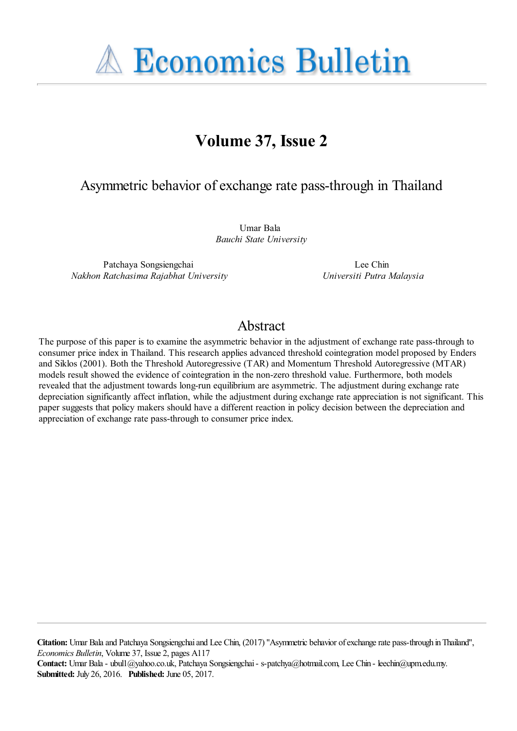# Economics Bulletin

## Volume 37, Issue 2

## Asymmetric behavior of exchange rate pass-through in Thailand

Umar Bala
*Bauchi State University*

Patchaya Songsiengchai
*Nakhon Ratchasima Rajabhat University*

Lee Chin
*Universiti Putra Malaysia*

## Abstract

The purpose of this paper is to examine the asymmetric behavior in the adjustment of exchange rate pass-through to consumer price index in Thailand. This research applies advanced threshold cointegration model proposed by Enders and Siklos (2001). Both the Threshold Autoregressive (TAR) and Momentum Threshold Autoregressive (MTAR) models result showed the evidence of cointegration in the non-zero threshold value. Furthermore, both models revealed that the adjustment towards long-run equilibrium are asymmetric. The adjustment during exchange rate depreciation significantly affect inflation, while the adjustment during exchange rate appreciation is not significant. This paper suggests that policy makers should have a different reaction in policy decision between the depreciation and appreciation of exchange rate pass-through to consumer price index.

**Citation:** Umar Bala and Patchaya Songsiengchai and Lee Chin, (2017) "Asymmetric behavior of exchange rate pass-through in Thailand", *Economics Bulletin*, Volume 37, Issue 2, pages A117
**Contact:** Umar Bala - ubull@yahoo.co.uk, Patchaya Songsiengchai - s-patchya@hotmail.com, Lee Chin - leechin@upm.edu.my.
**Submitted:** July 26, 2016. **Published:** June 05, 2017.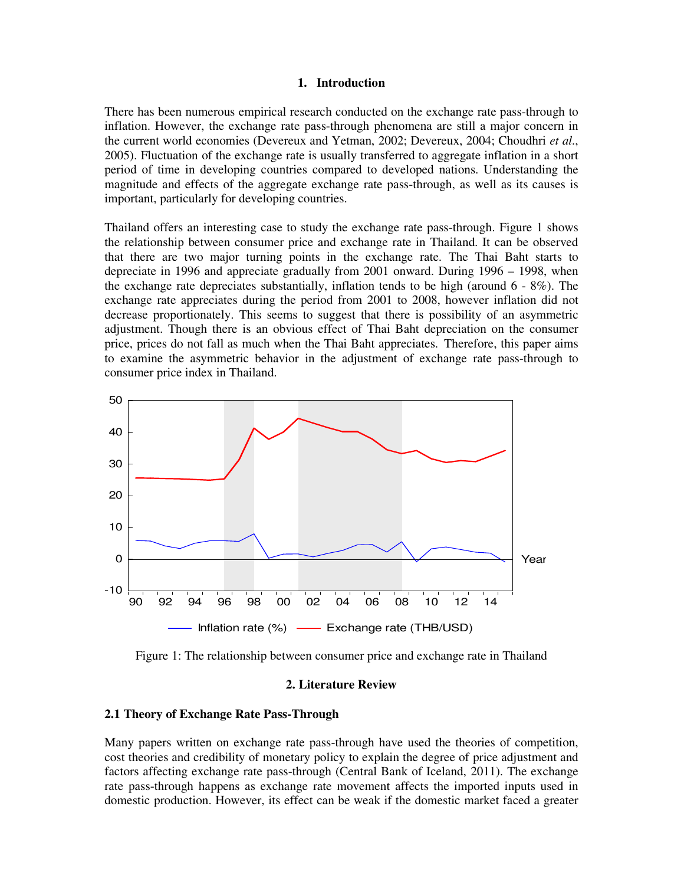## 1. Introduction

There has been numerous empirical research conducted on the exchange rate pass-through to inflation. However, the exchange rate pass-through phenomena are still a major concern in the current world economies (Devereux and Yetman, 2002; Devereux, 2004; Choudhri *et al.*, 2005). Fluctuation of the exchange rate is usually transferred to aggregate inflation in a short period of time in developing countries compared to developed nations. Understanding the magnitude and effects of the aggregate exchange rate pass-through, as well as its causes is important, particularly for developing countries.

Thailand offers an interesting case to study the exchange rate pass-through. Figure 1 shows the relationship between consumer price and exchange rate in Thailand. It can be observed that there are two major turning points in the exchange rate. The Thai Baht starts to depreciate in 1996 and appreciate gradually from 2001 onward. During 1996 – 1998, when the exchange rate depreciates substantially, inflation tends to be high (around 6 - 8%). The exchange rate appreciates during the period from 2001 to 2008, however inflation did not decrease proportionately. This seems to suggest that there is possibility of an asymmetric adjustment. Though there is an obvious effect of Thai Baht depreciation on the consumer price, prices do not fall as much when the Thai Baht appreciates. Therefore, this paper aims to examine the asymmetric behavior in the adjustment of exchange rate pass-through to consumer price index in Thailand.

50
40
30
20
10
0
-10
90 92 94 96 98 00 02 04 06 08 10 12 14
Year
Inflation rate (%)
Exchange rate (THB/USD)

Figure 1: The relationship between consumer price and exchange rate in Thailand

## 2. Literature Review

### 2.1 Theory of Exchange Rate Pass-Through

Many papers written on exchange rate pass-through have used the theories of competition, cost theories and credibility of monetary policy to explain the degree of price adjustment and factors affecting exchange rate pass-through (Central Bank of Iceland, 2011). The exchange rate pass-through happens as exchange rate movement affects the imported inputs used in domestic production. However, its effect can be weak if the domestic market faced a greater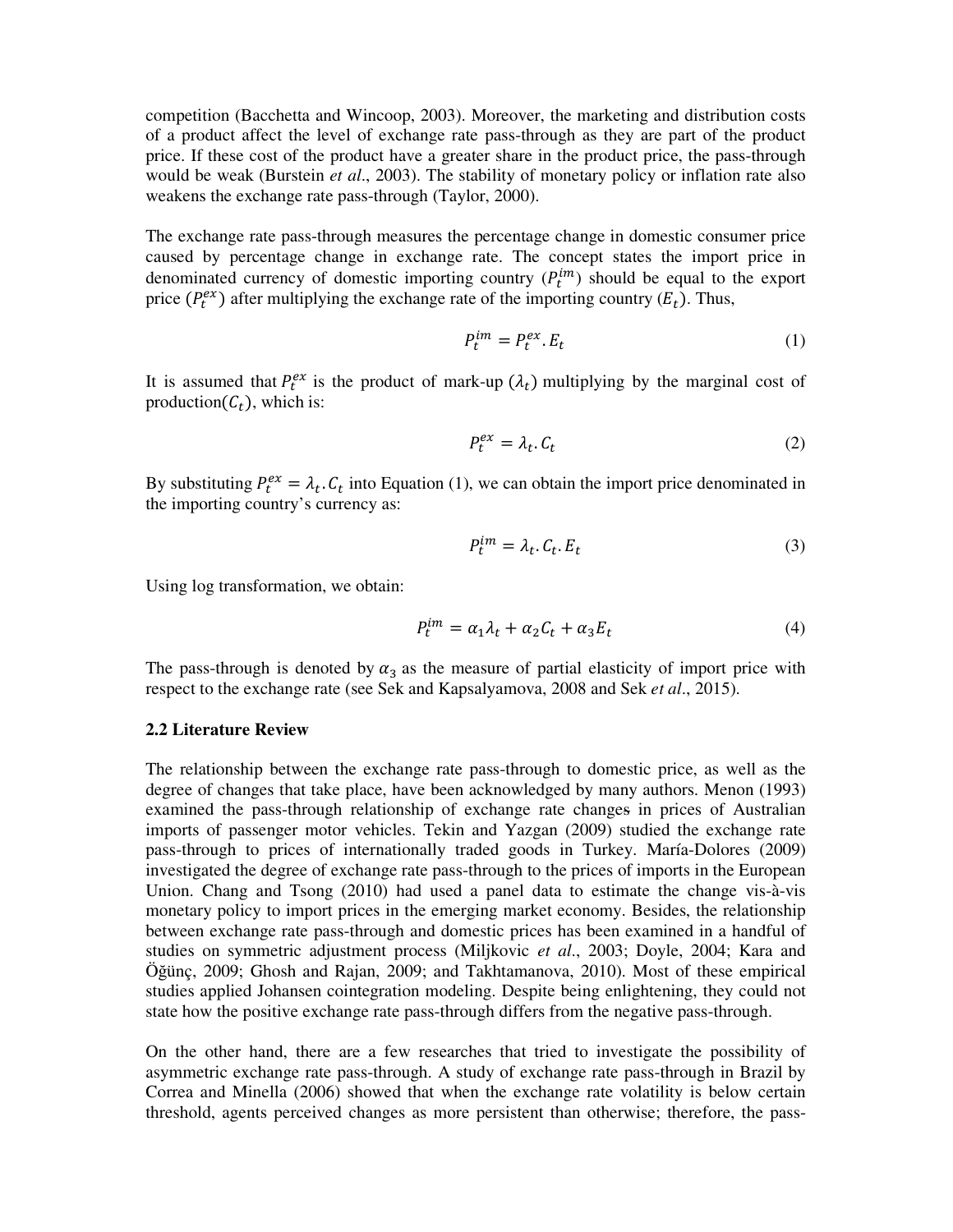competition (Bacchetta and Wincoop, 2003). Moreover, the marketing and distribution costs of a product affect the level of exchange rate pass-through as they are part of the product price. If these cost of the product have a greater share in the product price, the pass-through would be weak (Burstein *et al*., 2003). The stability of monetary policy or inflation rate also weakens the exchange rate pass-through (Taylor, 2000).

The exchange rate pass-through measures the percentage change in domestic consumer price caused by percentage change in exchange rate. The concept states the import price in denominated currency of domestic importing country ($P_t^{im}$) should be equal to the export price ($P_t^{ex}$) after multiplying the exchange rate of the importing country ($E_t$). Thus,

$$P_t^{im} = P_t^{ex}.E_t \tag{1}$$

It is assumed that $P_t^{ex}$ is the product of mark-up ($\lambda_t$) multiplying by the marginal cost of production($C_t$), which is:

$$P_t^{ex} = \lambda_t.C_t \tag{2}$$

By substituting $P_t^{ex} = \lambda_t.C_t$ into Equation (1), we can obtain the import price denominated in the importing country's currency as:

$$P_t^{im} = \lambda_t.C_t.E_t \tag{3}$$

Using log transformation, we obtain:

$$P_t^{im} = \alpha_1\lambda_t + \alpha_2 C_t + \alpha_3 E_t \tag{4}$$

The pass-through is denoted by $\alpha_3$ as the measure of partial elasticity of import price with respect to the exchange rate (see Sek and Kapsalyamova, 2008 and Sek *et al*., 2015).

### 2.2 Literature Review

The relationship between the exchange rate pass-through to domestic price, as well as the degree of changes that take place, have been acknowledged by many authors. Menon (1993) examined the pass-through relationship of exchange rate changes in prices of Australian imports of passenger motor vehicles. Tekin and Yazgan (2009) studied the exchange rate pass-through to prices of internationally traded goods in Turkey. María-Dolores (2009) investigated the degree of exchange rate pass-through to the prices of imports in the European Union. Chang and Tsong (2010) had used a panel data to estimate the change vis-à-vis monetary policy to import prices in the emerging market economy. Besides, the relationship between exchange rate pass-through and domestic prices has been examined in a handful of studies on symmetric adjustment process (Miljkovic *et al*., 2003; Doyle, 2004; Kara and Öğünç, 2009; Ghosh and Rajan, 2009; and Takhtamanova, 2010). Most of these empirical studies applied Johansen cointegration modeling. Despite being enlightening, they could not state how the positive exchange rate pass-through differs from the negative pass-through.

On the other hand, there are a few researches that tried to investigate the possibility of asymmetric exchange rate pass-through. A study of exchange rate pass-through in Brazil by Correa and Minella (2006) showed that when the exchange rate volatility is below certain threshold, agents perceived changes as more persistent than otherwise; therefore, the pass-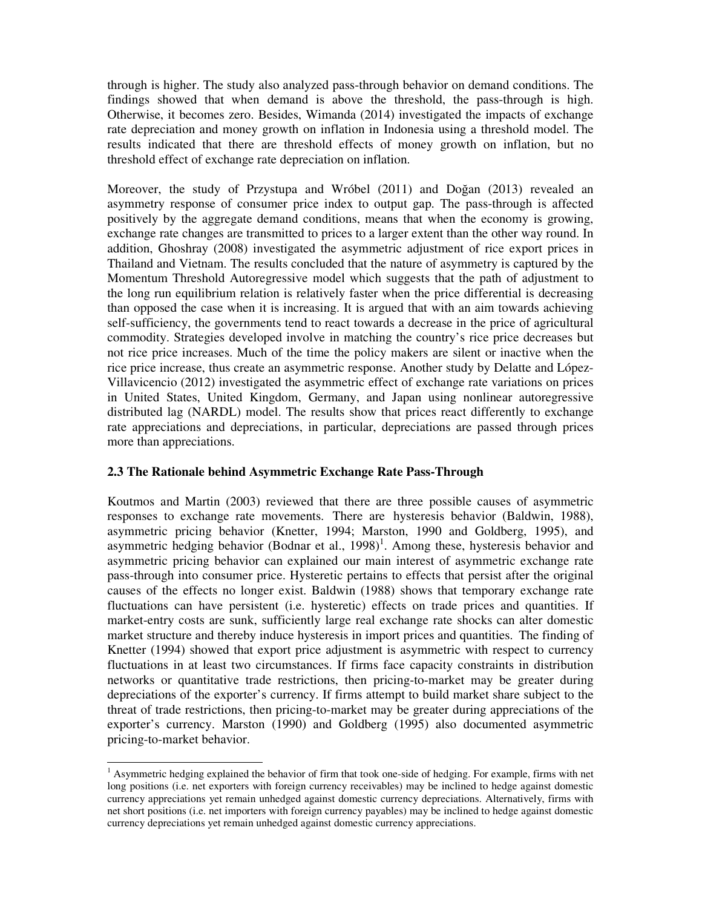through is higher. The study also analyzed pass-through behavior on demand conditions. The findings showed that when demand is above the threshold, the pass-through is high. Otherwise, it becomes zero. Besides, Wimanda (2014) investigated the impacts of exchange rate depreciation and money growth on inflation in Indonesia using a threshold model. The results indicated that there are threshold effects of money growth on inflation, but no threshold effect of exchange rate depreciation on inflation.

Moreover, the study of Przystupa and Wróbel (2011) and Doğan (2013) revealed an asymmetry response of consumer price index to output gap. The pass-through is affected positively by the aggregate demand conditions, means that when the economy is growing, exchange rate changes are transmitted to prices to a larger extent than the other way round. In addition, Ghoshray (2008) investigated the asymmetric adjustment of rice export prices in Thailand and Vietnam. The results concluded that the nature of asymmetry is captured by the Momentum Threshold Autoregressive model which suggests that the path of adjustment to the long run equilibrium relation is relatively faster when the price differential is decreasing than opposed the case when it is increasing. It is argued that with an aim towards achieving self-sufficiency, the governments tend to react towards a decrease in the price of agricultural commodity. Strategies developed involve in matching the country's rice price decreases but not rice price increases. Much of the time the policy makers are silent or inactive when the rice price increase, thus create an asymmetric response. Another study by Delatte and López-Villavicencio (2012) investigated the asymmetric effect of exchange rate variations on prices in United States, United Kingdom, Germany, and Japan using nonlinear autoregressive distributed lag (NARDL) model. The results show that prices react differently to exchange rate appreciations and depreciations, in particular, depreciations are passed through prices more than appreciations.

### 2.3 The Rationale behind Asymmetric Exchange Rate Pass-Through

Koutmos and Martin (2003) reviewed that there are three possible causes of asymmetric responses to exchange rate movements. There are hysteresis behavior (Baldwin, 1988), asymmetric pricing behavior (Knetter, 1994; Marston, 1990 and Goldberg, 1995), and asymmetric hedging behavior (Bodnar et al., 1998)[1]. Among these, hysteresis behavior and asymmetric pricing behavior can explained our main interest of asymmetric exchange rate pass-through into consumer price. Hysteretic pertains to effects that persist after the original causes of the effects no longer exist. Baldwin (1988) shows that temporary exchange rate fluctuations can have persistent (i.e. hysteretic) effects on trade prices and quantities. If market-entry costs are sunk, sufficiently large real exchange rate shocks can alter domestic market structure and thereby induce hysteresis in import prices and quantities. The finding of Knetter (1994) showed that export price adjustment is asymmetric with respect to currency fluctuations in at least two circumstances. If firms face capacity constraints in distribution networks or quantitative trade restrictions, then pricing-to-market may be greater during depreciations of the exporter's currency. If firms attempt to build market share subject to the threat of trade restrictions, then pricing-to-market may be greater during appreciations of the exporter's currency. Marston (1990) and Goldberg (1995) also documented asymmetric pricing-to-market behavior.

---

[1] Asymmetric hedging explained the behavior of firm that took one-side of hedging. For example, firms with net long positions (i.e. net exporters with foreign currency receivables) may be inclined to hedge against domestic currency appreciations yet remain unhedged against domestic currency depreciations. Alternatively, firms with net short positions (i.e. net importers with foreign currency payables) may be inclined to hedge against domestic currency depreciations yet remain unhedged against domestic currency appreciations.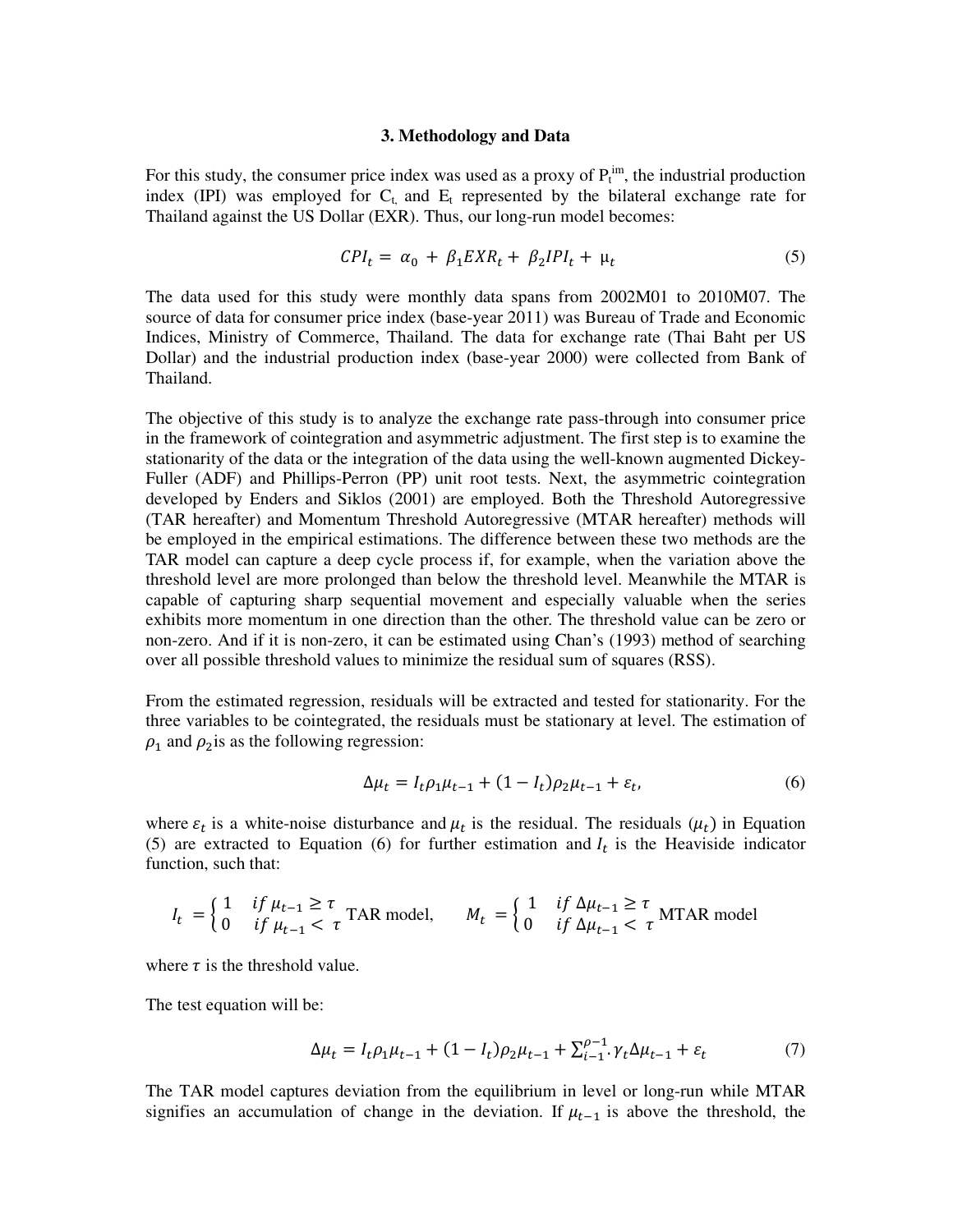### 3. Methodology and Data

For this study, the consumer price index was used as a proxy of $P_t^{im}$, the industrial production index (IPI) was employed for $C_t$, and $E_t$ represented by the bilateral exchange rate for Thailand against the US Dollar (EXR). Thus, our long-run model becomes:

$$CPI_t = \alpha_0 + \beta_1 EXR_t + \beta_2 IPI_t + \mu_t \tag{5}$$

The data used for this study were monthly data spans from 2002M01 to 2010M07. The source of data for consumer price index (base-year 2011) was Bureau of Trade and Economic Indices, Ministry of Commerce, Thailand. The data for exchange rate (Thai Baht per US Dollar) and the industrial production index (base-year 2000) were collected from Bank of Thailand.

The objective of this study is to analyze the exchange rate pass-through into consumer price in the framework of cointegration and asymmetric adjustment. The first step is to examine the stationarity of the data or the integration of the data using the well-known augmented Dickey-Fuller (ADF) and Phillips-Perron (PP) unit root tests. Next, the asymmetric cointegration developed by Enders and Siklos (2001) are employed. Both the Threshold Autoregressive (TAR hereafter) and Momentum Threshold Autoregressive (MTAR hereafter) methods will be employed in the empirical estimations. The difference between these two methods are the TAR model can capture a deep cycle process if, for example, when the variation above the threshold level are more prolonged than below the threshold level. Meanwhile the MTAR is capable of capturing sharp sequential movement and especially valuable when the series exhibits more momentum in one direction than the other. The threshold value can be zero or non-zero. And if it is non-zero, it can be estimated using Chan's (1993) method of searching over all possible threshold values to minimize the residual sum of squares (RSS).

From the estimated regression, residuals will be extracted and tested for stationarity. For the three variables to be cointegrated, the residuals must be stationary at level. The estimation of $\rho_1$ and $\rho_2$ is as the following regression:

$$\Delta\mu_t = I_t \rho_1 \mu_{t-1} + (1 - I_t)\rho_2 \mu_{t-1} + \varepsilon_t, \tag{6}$$

where $\varepsilon_t$ is a white-noise disturbance and $\mu_t$ is the residual. The residuals ($\mu_t$) in Equation (5) are extracted to Equation (6) for further estimation and $I_t$ is the Heaviside indicator function, such that:

$$I_t = \begin{cases} 1 & if\ \mu_{t-1} \geq \tau \\ 0 & if\ \mu_{t-1} < \tau \end{cases} \text{TAR model,} \qquad M_t = \begin{cases} 1 & if\ \Delta\mu_{t-1} \geq \tau \\ 0 & if\ \Delta\mu_{t-1} < \tau \end{cases} \text{MTAR model}$$

where $\tau$ is the threshold value.

The test equation will be:

$$\Delta\mu_t = I_t \rho_1 \mu_{t-1} + (1 - I_t)\rho_2 \mu_{t-1} + \sum_{i-1}^{\rho-1} . \gamma_t \Delta\mu_{t-1} + \varepsilon_t \tag{7}$$

The TAR model captures deviation from the equilibrium in level or long-run while MTAR signifies an accumulation of change in the deviation. If $\mu_{t-1}$ is above the threshold, the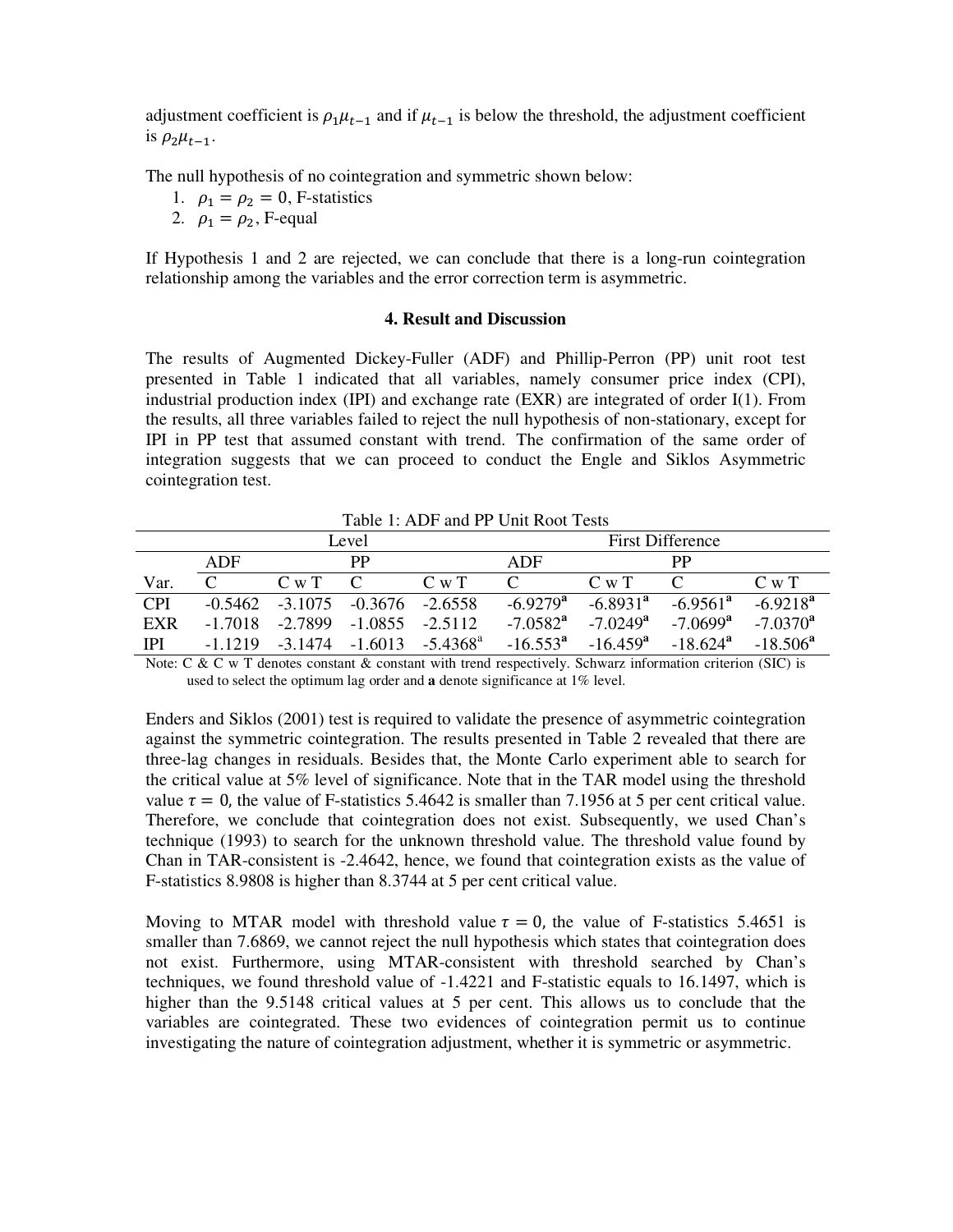adjustment coefficient is $\rho_1\mu_{t-1}$ and if $\mu_{t-1}$ is below the threshold, the adjustment coefficient is $\rho_2\mu_{t-1}$.

The null hypothesis of no cointegration and symmetric shown below:

1. $\rho_1 = \rho_2 = 0$, F-statistics
2. $\rho_1 = \rho_2$, F-equal

If Hypothesis 1 and 2 are rejected, we can conclude that there is a long-run cointegration relationship among the variables and the error correction term is asymmetric.

## 4. Result and Discussion

The results of Augmented Dickey-Fuller (ADF) and Phillip-Perron (PP) unit root test presented in Table 1 indicated that all variables, namely consumer price index (CPI), industrial production index (IPI) and exchange rate (EXR) are integrated of order I(1). From the results, all three variables failed to reject the null hypothesis of non-stationary, except for IPI in PP test that assumed constant with trend. The confirmation of the same order of integration suggests that we can proceed to conduct the Engle and Siklos Asymmetric cointegration test.

Table 1: ADF and PP Unit Root Tests

| | Level | | | | First Difference | | | |
|---|---|---|---|---|---|---|---|---|
| | ADF | | PP | | ADF | | PP | |
| Var. | C | C w T | C | C w T | C | C w T | C | C w T |
| CPI | -0.5462 | -3.1075 | -0.3676 | -2.6558 | -6.9279[a] | -6.8931[a] | -6.9561[a] | -6.9218[a] |
| EXR | -1.7018 | -2.7899 | -1.0855 | -2.5112 | -7.0582[a] | -7.0249[a] | -7.0699[a] | -7.0370[a] |
| IPI | -1.1219 | -3.1474 | -1.6013 | -5.4368[a] | -16.553[a] | -16.459[a] | -18.624[a] | -18.506[a] |

Note: C & C w T denotes constant & constant with trend respectively. Schwarz information criterion (SIC) is used to select the optimum lag order and **a** denote significance at 1% level.

Enders and Siklos (2001) test is required to validate the presence of asymmetric cointegration against the symmetric cointegration. The results presented in Table 2 revealed that there are three-lag changes in residuals. Besides that, the Monte Carlo experiment able to search for the critical value at 5% level of significance. Note that in the TAR model using the threshold value $\tau = 0$, the value of F-statistics 5.4642 is smaller than 7.1956 at 5 per cent critical value. Therefore, we conclude that cointegration does not exist. Subsequently, we used Chan's technique (1993) to search for the unknown threshold value. The threshold value found by Chan in TAR-consistent is -2.4642, hence, we found that cointegration exists as the value of F-statistics 8.9808 is higher than 8.3744 at 5 per cent critical value.

Moving to MTAR model with threshold value $\tau = 0$, the value of F-statistics 5.4651 is smaller than 7.6869, we cannot reject the null hypothesis which states that cointegration does not exist. Furthermore, using MTAR-consistent with threshold searched by Chan's techniques, we found threshold value of -1.4221 and F-statistic equals to 16.1497, which is higher than the 9.5148 critical values at 5 per cent. This allows us to conclude that the variables are cointegrated. These two evidences of cointegration permit us to continue investigating the nature of cointegration adjustment, whether it is symmetric or asymmetric.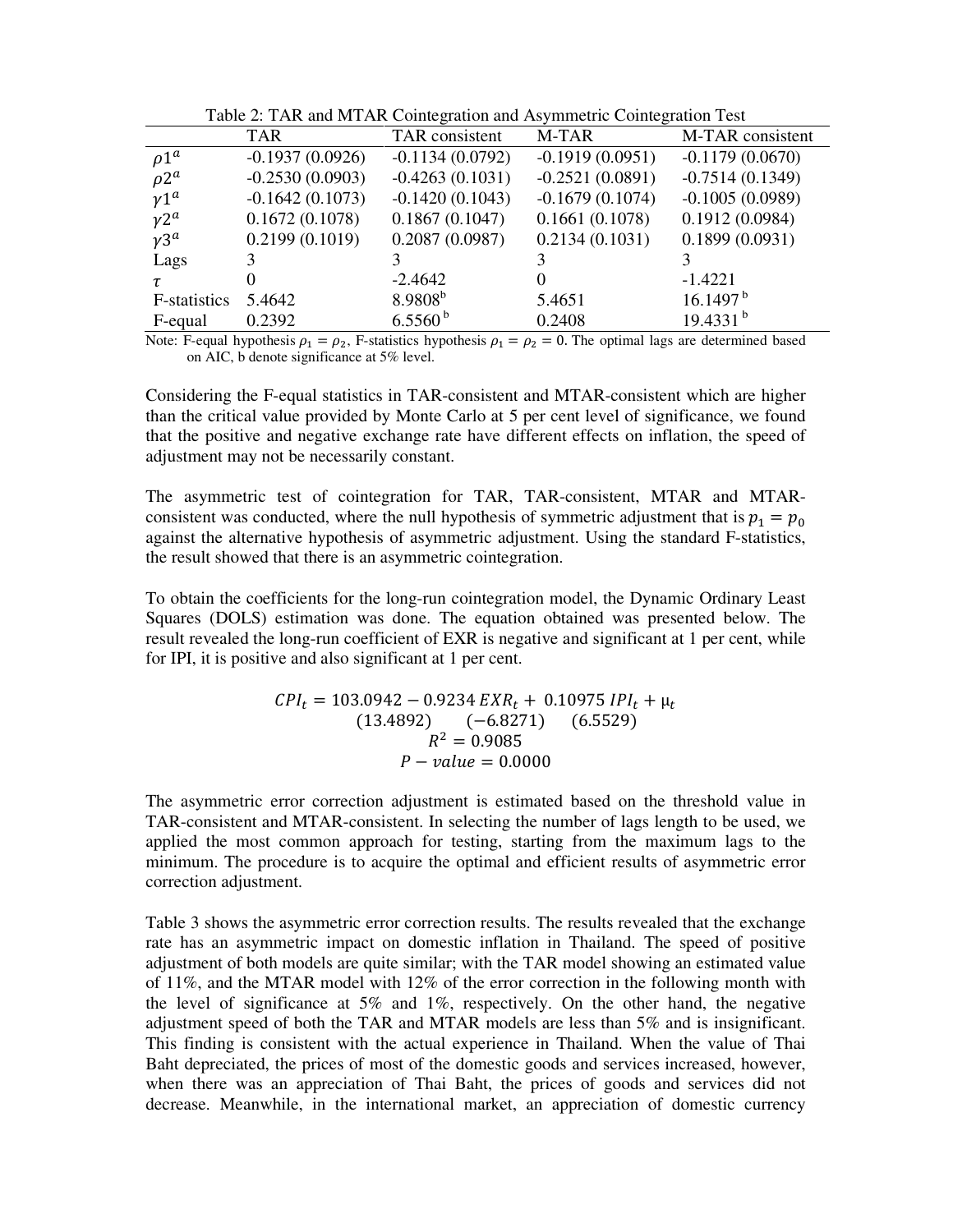Table 2: TAR and MTAR Cointegration and Asymmetric Cointegration Test

| | TAR | TAR consistent | M-TAR | M-TAR consistent |
|---|---|---|---|---|
| $\rho 1^a$ | -0.1937 (0.0926) | -0.1134 (0.0792) | -0.1919 (0.0951) | -0.1179 (0.0670) |
| $\rho 2^a$ | -0.2530 (0.0903) | -0.4263 (0.1031) | -0.2521 (0.0891) | -0.7514 (0.1349) |
| $\gamma 1^a$ | -0.1642 (0.1073) | -0.1420 (0.1043) | -0.1679 (0.1074) | -0.1005 (0.0989) |
| $\gamma 2^a$ | 0.1672 (0.1078) | 0.1867 (0.1047) | 0.1661 (0.1078) | 0.1912 (0.0984) |
| $\gamma 3^a$ | 0.2199 (0.1019) | 0.2087 (0.0987) | 0.2134 (0.1031) | 0.1899 (0.0931) |
| Lags | 3 | 3 | 3 | 3 |
| $\tau$ | 0 | -2.4642 | 0 | -1.4221 |
| F-statistics | 5.4642 | 8.9808[b] | 5.4651 | 16.1497[b] |
| F-equal | 0.2392 | 6.5560[b] | 0.2408 | 19.4331[b] |

Note: F-equal hypothesis $\rho_1 = \rho_2$, F-statistics hypothesis $\rho_1 = \rho_2 = 0$. The optimal lags are determined based on AIC, b denote significance at 5% level.

Considering the F-equal statistics in TAR-consistent and MTAR-consistent which are higher than the critical value provided by Monte Carlo at 5 per cent level of significance, we found that the positive and negative exchange rate have different effects on inflation, the speed of adjustment may not be necessarily constant.

The asymmetric test of cointegration for TAR, TAR-consistent, MTAR and MTAR-consistent was conducted, where the null hypothesis of symmetric adjustment that is $p_1 = p_0$ against the alternative hypothesis of asymmetric adjustment. Using the standard F-statistics, the result showed that there is an asymmetric cointegration.

To obtain the coefficients for the long-run cointegration model, the Dynamic Ordinary Least Squares (DOLS) estimation was done. The equation obtained was presented below. The result revealed the long-run coefficient of EXR is negative and significant at 1 per cent, while for IPI, it is positive and also significant at 1 per cent.

$$CPI_t = 103.0942 - 0.9234\, EXR_t + 0.10975\, IPI_t + \mu_t$$
$$(13.4892) \qquad (-6.8271) \qquad (6.5529)$$
$$R^2 = 0.9085$$
$$P - value = 0.0000$$

The asymmetric error correction adjustment is estimated based on the threshold value in TAR-consistent and MTAR-consistent. In selecting the number of lags length to be used, we applied the most common approach for testing, starting from the maximum lags to the minimum. The procedure is to acquire the optimal and efficient results of asymmetric error correction adjustment.

Table 3 shows the asymmetric error correction results. The results revealed that the exchange rate has an asymmetric impact on domestic inflation in Thailand. The speed of positive adjustment of both models are quite similar; with the TAR model showing an estimated value of 11%, and the MTAR model with 12% of the error correction in the following month with the level of significance at 5% and 1%, respectively. On the other hand, the negative adjustment speed of both the TAR and MTAR models are less than 5% and is insignificant. This finding is consistent with the actual experience in Thailand. When the value of Thai Baht depreciated, the prices of most of the domestic goods and services increased, however, when there was an appreciation of Thai Baht, the prices of goods and services did not decrease. Meanwhile, in the international market, an appreciation of domestic currency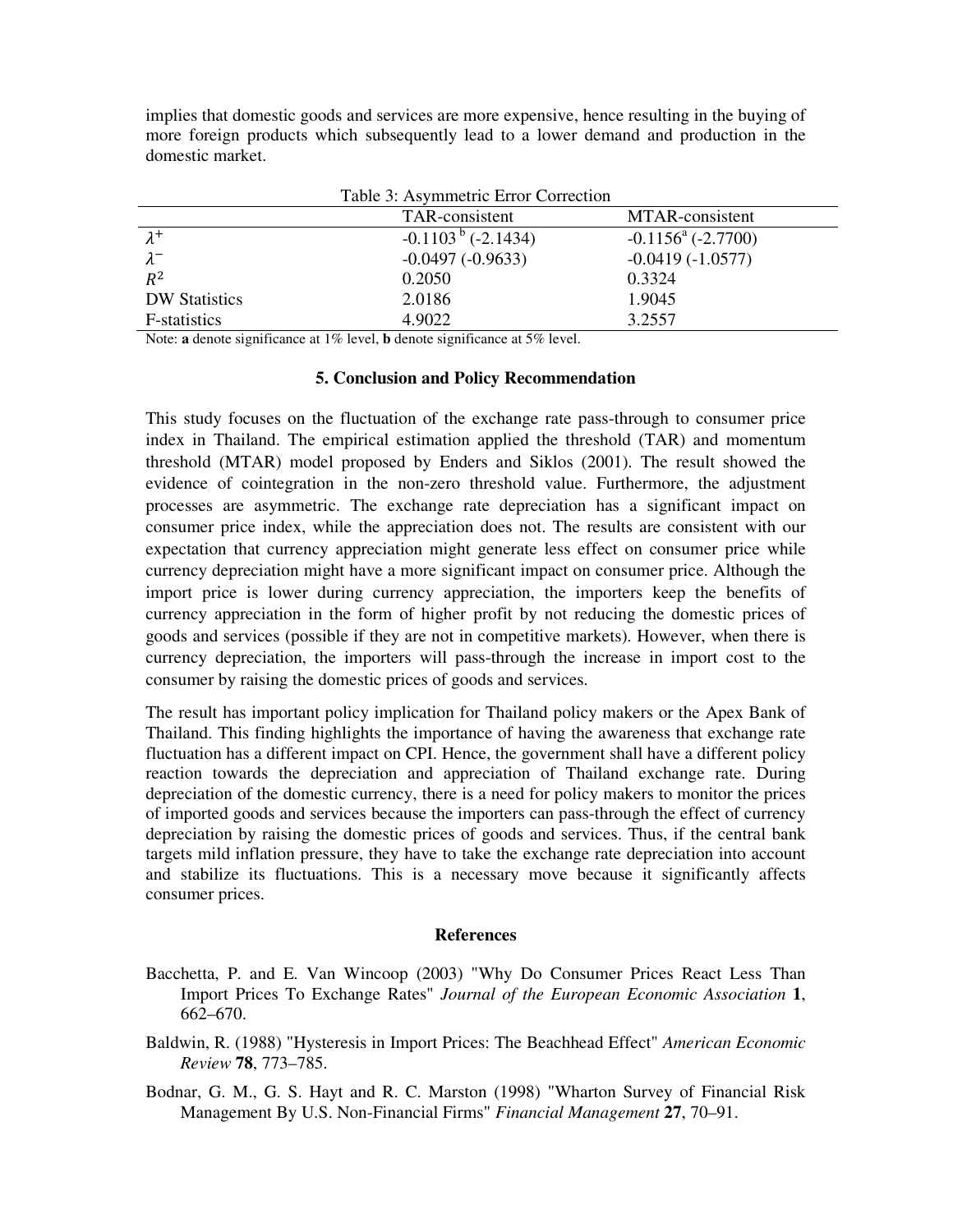implies that domestic goods and services are more expensive, hence resulting in the buying of more foreign products which subsequently lead to a lower demand and production in the domestic market.

Table 3: Asymmetric Error Correction

| | TAR-consistent | MTAR-consistent |
|---|---|---|
| $\lambda^{+}$ | -0.1103 [b] (-2.1434) | -0.1156[a] (-2.7700) |
| $\lambda^{-}$ | -0.0497 (-0.9633) | -0.0419 (-1.0577) |
| $R^2$ | 0.2050 | 0.3324 |
| DW Statistics | 2.0186 | 1.9045 |
| F-statistics | 4.9022 | 3.2557 |

Note: **a** denote significance at 1% level, **b** denote significance at 5% level.

## 5. Conclusion and Policy Recommendation

This study focuses on the fluctuation of the exchange rate pass-through to consumer price index in Thailand. The empirical estimation applied the threshold (TAR) and momentum threshold (MTAR) model proposed by Enders and Siklos (2001). The result showed the evidence of cointegration in the non-zero threshold value. Furthermore, the adjustment processes are asymmetric. The exchange rate depreciation has a significant impact on consumer price index, while the appreciation does not. The results are consistent with our expectation that currency appreciation might generate less effect on consumer price while currency depreciation might have a more significant impact on consumer price. Although the import price is lower during currency appreciation, the importers keep the benefits of currency appreciation in the form of higher profit by not reducing the domestic prices of goods and services (possible if they are not in competitive markets). However, when there is currency depreciation, the importers will pass-through the increase in import cost to the consumer by raising the domestic prices of goods and services.

The result has important policy implication for Thailand policy makers or the Apex Bank of Thailand. This finding highlights the importance of having the awareness that exchange rate fluctuation has a different impact on CPI. Hence, the government shall have a different policy reaction towards the depreciation and appreciation of Thailand exchange rate. During depreciation of the domestic currency, there is a need for policy makers to monitor the prices of imported goods and services because the importers can pass-through the effect of currency depreciation by raising the domestic prices of goods and services. Thus, if the central bank targets mild inflation pressure, they have to take the exchange rate depreciation into account and stabilize its fluctuations. This is a necessary move because it significantly affects consumer prices.

## References

Bacchetta, P. and E. Van Wincoop (2003) "Why Do Consumer Prices React Less Than Import Prices To Exchange Rates" *Journal of the European Economic Association* **1**, 662–670.

Baldwin, R. (1988) "Hysteresis in Import Prices: The Beachhead Effect" *American Economic Review* **78**, 773–785.

Bodnar, G. M., G. S. Hayt and R. C. Marston (1998) "Wharton Survey of Financial Risk Management By U.S. Non-Financial Firms" *Financial Management* **27**, 70–91.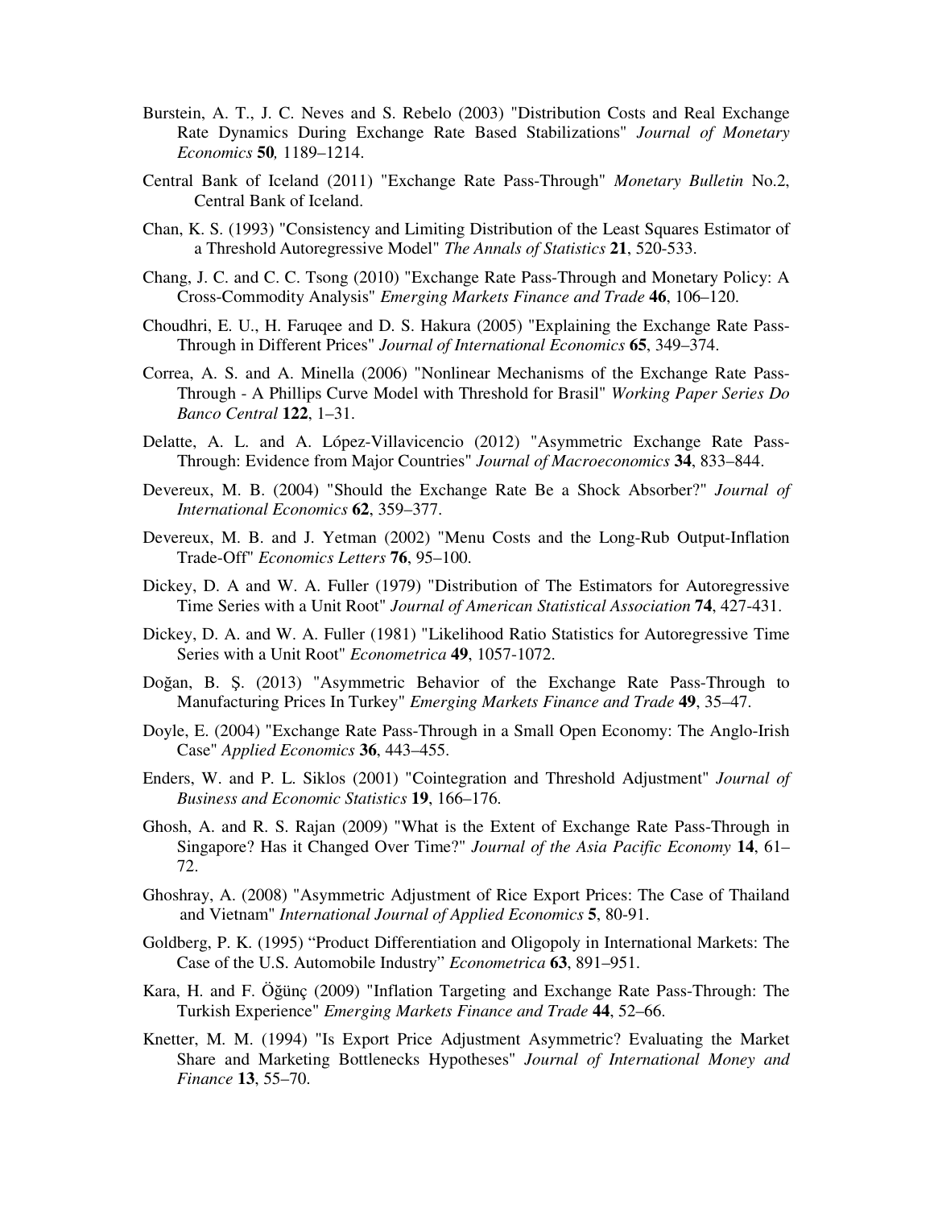Burstein, A. T., J. C. Neves and S. Rebelo (2003) "Distribution Costs and Real Exchange Rate Dynamics During Exchange Rate Based Stabilizations" *Journal of Monetary Economics* **50***,* 1189–1214.

Central Bank of Iceland (2011) "Exchange Rate Pass-Through" *Monetary Bulletin* No.2, Central Bank of Iceland.

Chan, K. S. (1993) "Consistency and Limiting Distribution of the Least Squares Estimator of a Threshold Autoregressive Model" *The Annals of Statistics* **21**, 520-533.

Chang, J. C. and C. C. Tsong (2010) "Exchange Rate Pass-Through and Monetary Policy: A Cross-Commodity Analysis" *Emerging Markets Finance and Trade* **46**, 106–120.

Choudhri, E. U., H. Faruqee and D. S. Hakura (2005) "Explaining the Exchange Rate Pass-Through in Different Prices" *Journal of International Economics* **65**, 349–374.

Correa, A. S. and A. Minella (2006) "Nonlinear Mechanisms of the Exchange Rate Pass-Through - A Phillips Curve Model with Threshold for Brasil" *Working Paper Series Do Banco Central* **122**, 1–31.

Delatte, A. L. and A. López-Villavicencio (2012) "Asymmetric Exchange Rate Pass-Through: Evidence from Major Countries" *Journal of Macroeconomics* **34**, 833–844.

Devereux, M. B. (2004) "Should the Exchange Rate Be a Shock Absorber?" *Journal of International Economics* **62**, 359–377.

Devereux, M. B. and J. Yetman (2002) "Menu Costs and the Long-Rub Output-Inflation Trade-Off" *Economics Letters* **76**, 95–100.

Dickey, D. A and W. A. Fuller (1979) "Distribution of The Estimators for Autoregressive Time Series with a Unit Root" *Journal of American Statistical Association* **74**, 427-431.

Dickey, D. A. and W. A. Fuller (1981) "Likelihood Ratio Statistics for Autoregressive Time Series with a Unit Root" *Econometrica* **49**, 1057-1072.

Doğan, B. Ş. (2013) "Asymmetric Behavior of the Exchange Rate Pass-Through to Manufacturing Prices In Turkey" *Emerging Markets Finance and Trade* **49**, 35–47.

Doyle, E. (2004) "Exchange Rate Pass-Through in a Small Open Economy: The Anglo-Irish Case" *Applied Economics* **36**, 443–455.

Enders, W. and P. L. Siklos (2001) "Cointegration and Threshold Adjustment" *Journal of Business and Economic Statistics* **19**, 166–176.

Ghosh, A. and R. S. Rajan (2009) "What is the Extent of Exchange Rate Pass-Through in Singapore? Has it Changed Over Time?" *Journal of the Asia Pacific Economy* **14**, 61–72.

Ghoshray, A. (2008) "Asymmetric Adjustment of Rice Export Prices: The Case of Thailand and Vietnam" *International Journal of Applied Economics* **5**, 80-91.

Goldberg, P. K. (1995) "Product Differentiation and Oligopoly in International Markets: The Case of the U.S. Automobile Industry" *Econometrica* **63**, 891–951.

Kara, H. and F. Öğünç (2009) "Inflation Targeting and Exchange Rate Pass-Through: The Turkish Experience" *Emerging Markets Finance and Trade* **44**, 52–66.

Knetter, M. M. (1994) "Is Export Price Adjustment Asymmetric? Evaluating the Market Share and Marketing Bottlenecks Hypotheses" *Journal of International Money and Finance* **13**, 55–70.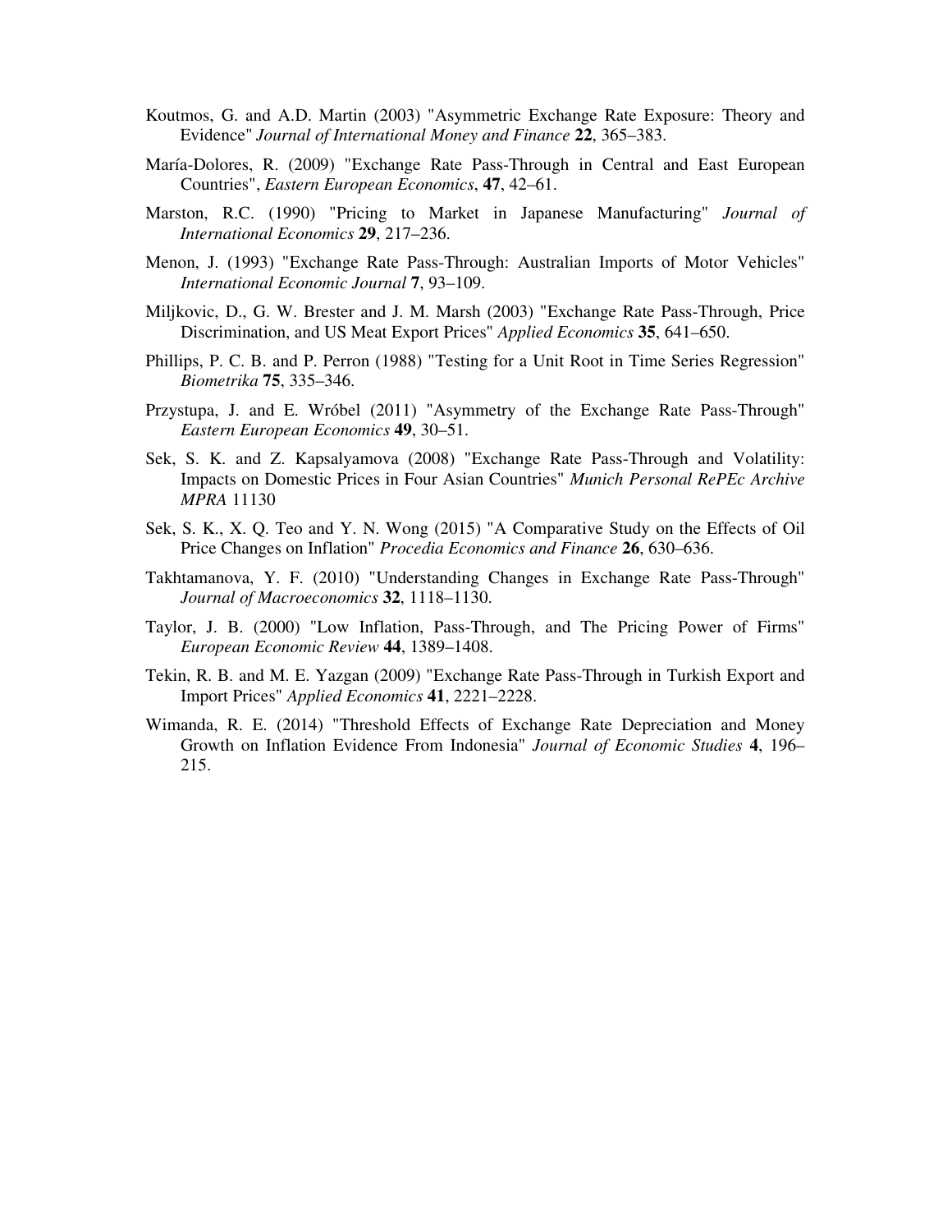Koutmos, G. and A.D. Martin (2003) "Asymmetric Exchange Rate Exposure: Theory and Evidence" *Journal of International Money and Finance* **22**, 365–383.

María-Dolores, R. (2009) "Exchange Rate Pass-Through in Central and East European Countries", *Eastern European Economics*, **47**, 42–61.

Marston, R.C. (1990) "Pricing to Market in Japanese Manufacturing" *Journal of International Economics* **29**, 217–236.

Menon, J. (1993) "Exchange Rate Pass-Through: Australian Imports of Motor Vehicles" *International Economic Journal* **7**, 93–109.

Miljkovic, D., G. W. Brester and J. M. Marsh (2003) "Exchange Rate Pass-Through, Price Discrimination, and US Meat Export Prices" *Applied Economics* **35**, 641–650.

Phillips, P. C. B. and P. Perron (1988) "Testing for a Unit Root in Time Series Regression" *Biometrika* **75**, 335–346.

Przystupa, J. and E. Wróbel (2011) "Asymmetry of the Exchange Rate Pass-Through" *Eastern European Economics* **49**, 30–51.

Sek, S. K. and Z. Kapsalyamova (2008) "Exchange Rate Pass-Through and Volatility: Impacts on Domestic Prices in Four Asian Countries" *Munich Personal RePEc Archive MPRA* 11130

Sek, S. K., X. Q. Teo and Y. N. Wong (2015) "A Comparative Study on the Effects of Oil Price Changes on Inflation" *Procedia Economics and Finance* **26**, 630–636.

Takhtamanova, Y. F. (2010) "Understanding Changes in Exchange Rate Pass-Through" *Journal of Macroeconomics* **32**, 1118–1130.

Taylor, J. B. (2000) "Low Inflation, Pass-Through, and The Pricing Power of Firms" *European Economic Review* **44**, 1389–1408.

Tekin, R. B. and M. E. Yazgan (2009) "Exchange Rate Pass-Through in Turkish Export and Import Prices" *Applied Economics* **41**, 2221–2228.

Wimanda, R. E. (2014) "Threshold Effects of Exchange Rate Depreciation and Money Growth on Inflation Evidence From Indonesia" *Journal of Economic Studies* **4**, 196–215.